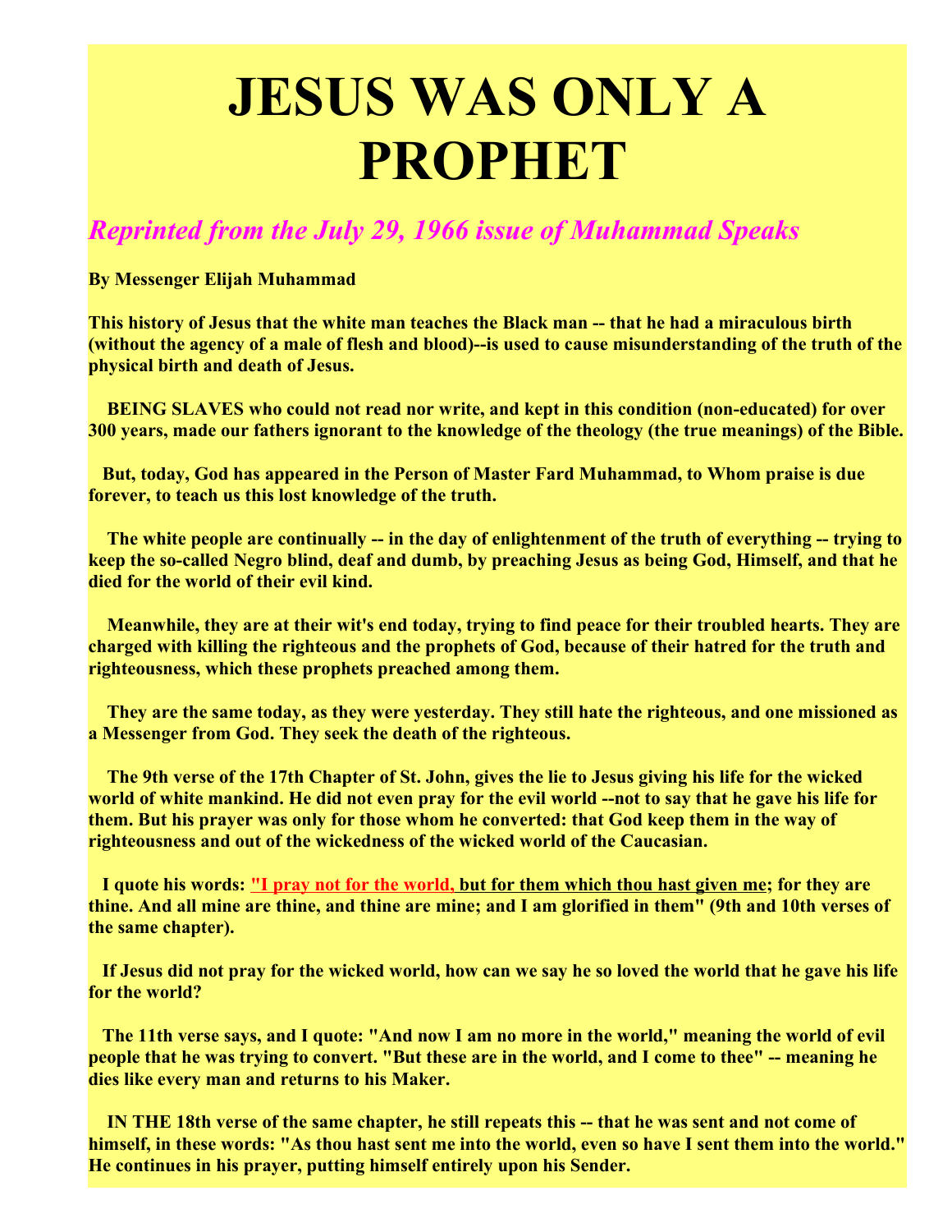# JESUS WAS ONLY A PROPHET

## *Reprinted from the July 29, 1966 issue of Muhammad Speaks*

**By Messenger Elijah Muhammad**

**This history of Jesus that the white man teaches the Black man -- that he had a miraculous birth (without the agency of a male of flesh and blood)--is used to cause misunderstanding of the truth of the physical birth and death of Jesus.**

**BEING SLAVES who could not read nor write, and kept in this condition (non-educated) for over 300 years, made our fathers ignorant to the knowledge of the theology (the true meanings) of the Bible.**

**But, today, God has appeared in the Person of Master Fard Muhammad, to Whom praise is due forever, to teach us this lost knowledge of the truth.**

**The white people are continually -- in the day of enlightenment of the truth of everything -- trying to keep the so-called Negro blind, deaf and dumb, by preaching Jesus as being God, Himself, and that he died for the world of their evil kind.**

**Meanwhile, they are at their wit's end today, trying to find peace for their troubled hearts. They are charged with killing the righteous and the prophets of God, because of their hatred for the truth and righteousness, which these prophets preached among them.**

**They are the same today, as they were yesterday. They still hate the righteous, and one missioned as a Messenger from God. They seek the death of the righteous.**

**The 9th verse of the 17th Chapter of St. John, gives the lie to Jesus giving his life for the wicked world of white mankind. He did not even pray for the evil world --not to say that he gave his life for them. But his prayer was only for those whom he converted: that God keep them in the way of righteousness and out of the wickedness of the wicked world of the Caucasian.**

**I quote his words: "I pray not for the world, but for them which thou hast given me; for they are thine. And all mine are thine, and thine are mine; and I am glorified in them" (9th and 10th verses of the same chapter).**

**If Jesus did not pray for the wicked world, how can we say he so loved the world that he gave his life for the world?**

**The 11th verse says, and I quote: "And now I am no more in the world," meaning the world of evil people that he was trying to convert. "But these are in the world, and I come to thee" -- meaning he dies like every man and returns to his Maker.**

**IN THE 18th verse of the same chapter, he still repeats this -- that he was sent and not come of himself, in these words: "As thou hast sent me into the world, even so have I sent them into the world." He continues in his prayer, putting himself entirely upon his Sender.**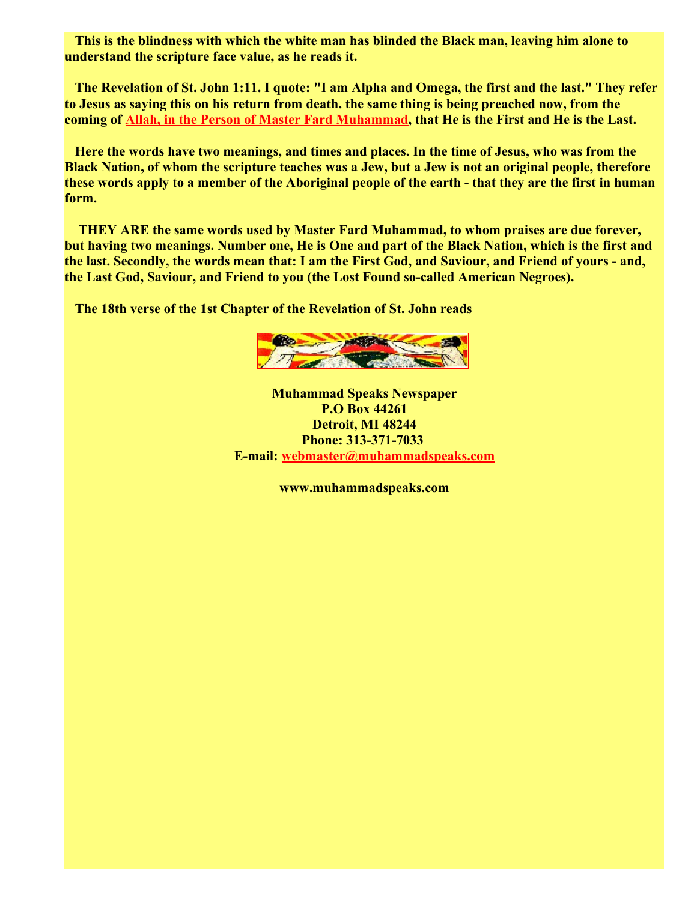**This is the blindness with which the white man has blinded the Black man, leaving him alone to understand the scripture face value, as he reads it.**

**The Revelation of St. John 1:11. I quote: "I am Alpha and Omega, the first and the last." They refer to Jesus as saying this on his return from death. the same thing is being preached now, from the coming of Allah, in the Person of Master Fard Muhammad, that He is the First and He is the Last.**

**Here the words have two meanings, and times and places. In the time of Jesus, who was from the Black Nation, of whom the scripture teaches was a Jew, but a Jew is not an original people, therefore these words apply to a member of the Aboriginal people of the earth - that they are the first in human form.**

**THEY ARE the same words used by Master Fard Muhammad, to whom praises are due forever, but having two meanings. Number one, He is One and part of the Black Nation, which is the first and the last. Secondly, the words mean that: I am the First God, and Saviour, and Friend of yours - and, the Last God, Saviour, and Friend to you (the Lost Found so-called American Negroes).**

**The 18th verse of the 1st Chapter of the Revelation of St. John reads**

**Muhammad Speaks Newspaper**
**P.O Box 44261**
**Detroit, MI 48244**
**Phone: 313-371-7033**
**E-mail: webmaster@muhammadspeaks.com**

**www.muhammadspeaks.com**